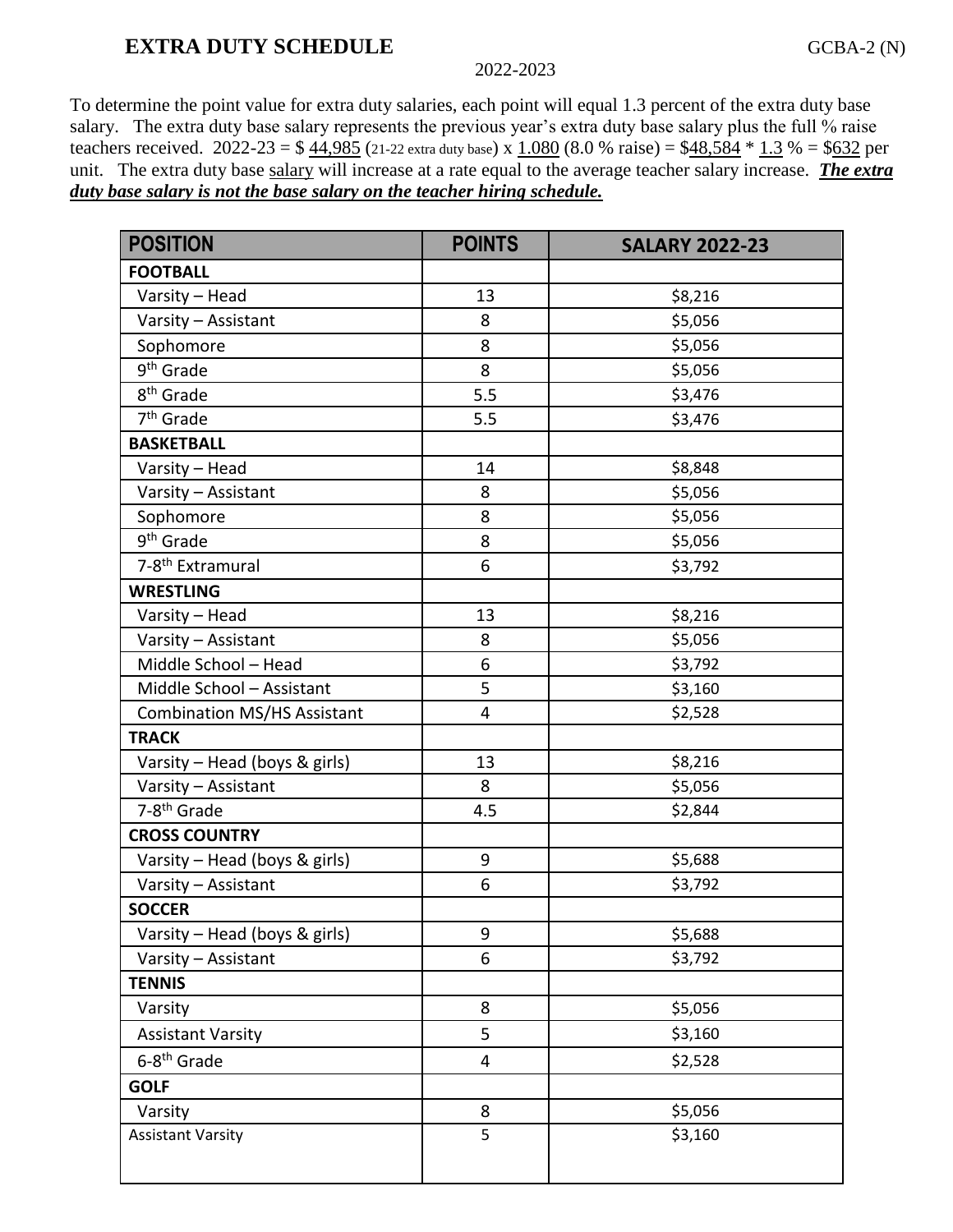# EXTRA DUTY SCHEDULE

GCBA-2 (N)

2022-2023

To determine the point value for extra duty salaries, each point will equal 1.3 percent of the extra duty base salary. The extra duty base salary represents the previous year's extra duty base salary plus the full % raise teachers received. 2022-23 = $ 44,985 (21-22 extra duty base) x 1.080 (8.0 % raise) = $48,584 * 1.3 % = $632 per unit. The extra duty base salary will increase at a rate equal to the average teacher salary increase. ***The extra duty base salary is not the base salary on the teacher hiring schedule.***

| POSITION | POINTS | SALARY 2022-23 |
|---|---|---|
| **FOOTBALL** | | |
| Varsity – Head | 13 | $8,216 |
| Varsity – Assistant | 8 | $5,056 |
| Sophomore | 8 | $5,056 |
| 9th Grade | 8 | $5,056 |
| 8th Grade | 5.5 | $3,476 |
| 7th Grade | 5.5 | $3,476 |
| **BASKETBALL** | | |
| Varsity – Head | 14 | $8,848 |
| Varsity – Assistant | 8 | $5,056 |
| Sophomore | 8 | $5,056 |
| 9th Grade | 8 | $5,056 |
| 7-8th Extramural | 6 | $3,792 |
| **WRESTLING** | | |
| Varsity – Head | 13 | $8,216 |
| Varsity – Assistant | 8 | $5,056 |
| Middle School – Head | 6 | $3,792 |
| Middle School – Assistant | 5 | $3,160 |
| Combination MS/HS Assistant | 4 | $2,528 |
| **TRACK** | | |
| Varsity – Head (boys & girls) | 13 | $8,216 |
| Varsity – Assistant | 8 | $5,056 |
| 7-8th Grade | 4.5 | $2,844 |
| **CROSS COUNTRY** | | |
| Varsity – Head (boys & girls) | 9 | $5,688 |
| Varsity – Assistant | 6 | $3,792 |
| **SOCCER** | | |
| Varsity – Head (boys & girls) | 9 | $5,688 |
| Varsity – Assistant | 6 | $3,792 |
| **TENNIS** | | |
| Varsity | 8 | $5,056 |
| Assistant Varsity | 5 | $3,160 |
| 6-8th Grade | 4 | $2,528 |
| **GOLF** | | |
| Varsity | 8 | $5,056 |
| Assistant Varsity | 5 | $3,160 |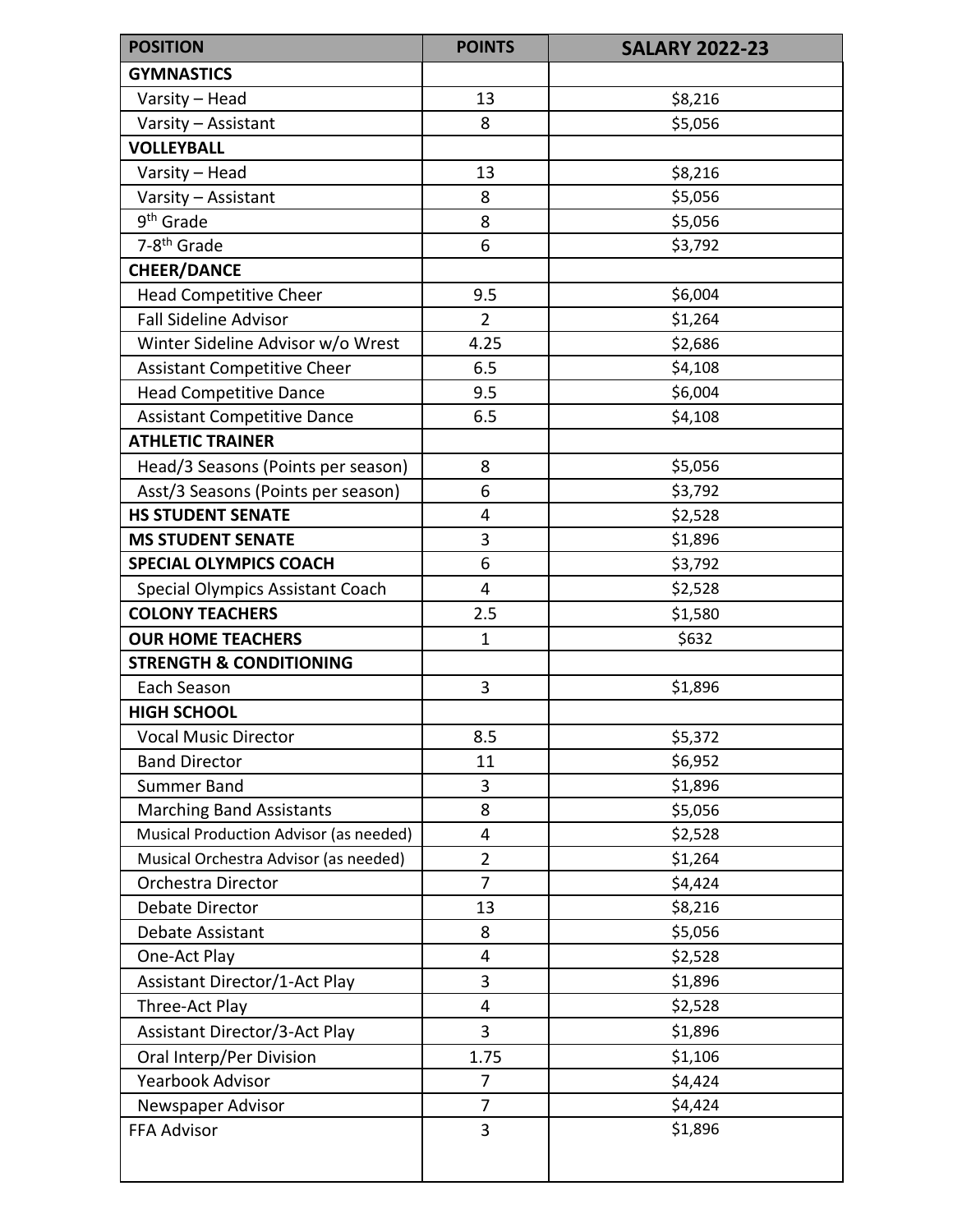| POSITION | POINTS | SALARY 2022-23 |
|---|---|---|
| **GYMNASTICS** | | |
| Varsity – Head | 13 | $8,216 |
| Varsity – Assistant | 8 | $5,056 |
| **VOLLEYBALL** | | |
| Varsity – Head | 13 | $8,216 |
| Varsity – Assistant | 8 | $5,056 |
| 9th Grade | 8 | $5,056 |
| 7-8th Grade | 6 | $3,792 |
| **CHEER/DANCE** | | |
| Head Competitive Cheer | 9.5 | $6,004 |
| Fall Sideline Advisor | 2 | $1,264 |
| Winter Sideline Advisor w/o Wrest | 4.25 | $2,686 |
| Assistant Competitive Cheer | 6.5 | $4,108 |
| Head Competitive Dance | 9.5 | $6,004 |
| Assistant Competitive Dance | 6.5 | $4,108 |
| **ATHLETIC TRAINER** | | |
| Head/3 Seasons (Points per season) | 8 | $5,056 |
| Asst/3 Seasons (Points per season) | 6 | $3,792 |
| **HS STUDENT SENATE** | 4 | $2,528 |
| **MS STUDENT SENATE** | 3 | $1,896 |
| **SPECIAL OLYMPICS COACH** | 6 | $3,792 |
| Special Olympics Assistant Coach | 4 | $2,528 |
| **COLONY TEACHERS** | 2.5 | $1,580 |
| **OUR HOME TEACHERS** | 1 | $632 |
| **STRENGTH & CONDITIONING** | | |
| Each Season | 3 | $1,896 |
| **HIGH SCHOOL** | | |
| Vocal Music Director | 8.5 | $5,372 |
| Band Director | 11 | $6,952 |
| Summer Band | 3 | $1,896 |
| Marching Band Assistants | 8 | $5,056 |
| Musical Production Advisor (as needed) | 4 | $2,528 |
| Musical Orchestra Advisor (as needed) | 2 | $1,264 |
| Orchestra Director | 7 | $4,424 |
| Debate Director | 13 | $8,216 |
| Debate Assistant | 8 | $5,056 |
| One-Act Play | 4 | $2,528 |
| Assistant Director/1-Act Play | 3 | $1,896 |
| Three-Act Play | 4 | $2,528 |
| Assistant Director/3-Act Play | 3 | $1,896 |
| Oral Interp/Per Division | 1.75 | $1,106 |
| Yearbook Advisor | 7 | $4,424 |
| Newspaper Advisor | 7 | $4,424 |
| FFA Advisor | 3 | $1,896 |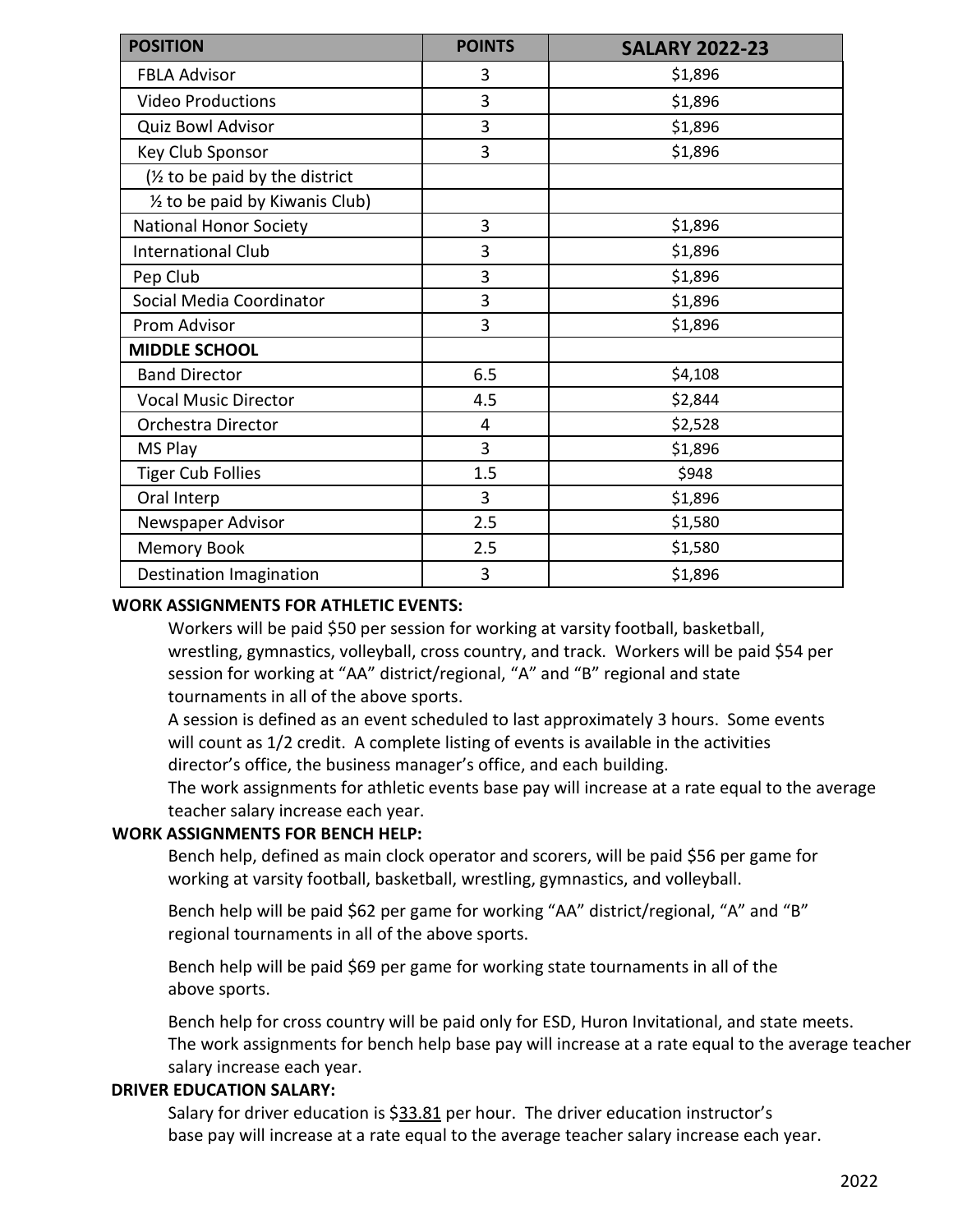| POSITION | POINTS | SALARY 2022-23 |
| --- | --- | --- |
| FBLA Advisor | 3 | $1,896 |
| Video Productions | 3 | $1,896 |
| Quiz Bowl Advisor | 3 | $1,896 |
| Key Club Sponsor | 3 | $1,896 |
| (½ to be paid by the district | | |
| ½ to be paid by Kiwanis Club) | | |
| National Honor Society | 3 | $1,896 |
| International Club | 3 | $1,896 |
| Pep Club | 3 | $1,896 |
| Social Media Coordinator | 3 | $1,896 |
| Prom Advisor | 3 | $1,896 |
| **MIDDLE SCHOOL** | | |
| Band Director | 6.5 | $4,108 |
| Vocal Music Director | 4.5 | $2,844 |
| Orchestra Director | 4 | $2,528 |
| MS Play | 3 | $1,896 |
| Tiger Cub Follies | 1.5 | $948 |
| Oral Interp | 3 | $1,896 |
| Newspaper Advisor | 2.5 | $1,580 |
| Memory Book | 2.5 | $1,580 |
| Destination Imagination | 3 | $1,896 |

**WORK ASSIGNMENTS FOR ATHLETIC EVENTS:**

Workers will be paid $50 per session for working at varsity football, basketball, wrestling, gymnastics, volleyball, cross country, and track. Workers will be paid $54 per session for working at "AA" district/regional, "A" and "B" regional and state tournaments in all of the above sports.

A session is defined as an event scheduled to last approximately 3 hours. Some events will count as 1/2 credit. A complete listing of events is available in the activities director's office, the business manager's office, and each building.

The work assignments for athletic events base pay will increase at a rate equal to the average teacher salary increase each year.

**WORK ASSIGNMENTS FOR BENCH HELP:**

Bench help, defined as main clock operator and scorers, will be paid $56 per game for working at varsity football, basketball, wrestling, gymnastics, and volleyball.

Bench help will be paid $62 per game for working "AA" district/regional, "A" and "B" regional tournaments in all of the above sports.

Bench help will be paid $69 per game for working state tournaments in all of the above sports.

Bench help for cross country will be paid only for ESD, Huron Invitational, and state meets. The work assignments for bench help base pay will increase at a rate equal to the average teacher salary increase each year.

**DRIVER EDUCATION SALARY:**

Salary for driver education is $33.81 per hour. The driver education instructor's base pay will increase at a rate equal to the average teacher salary increase each year.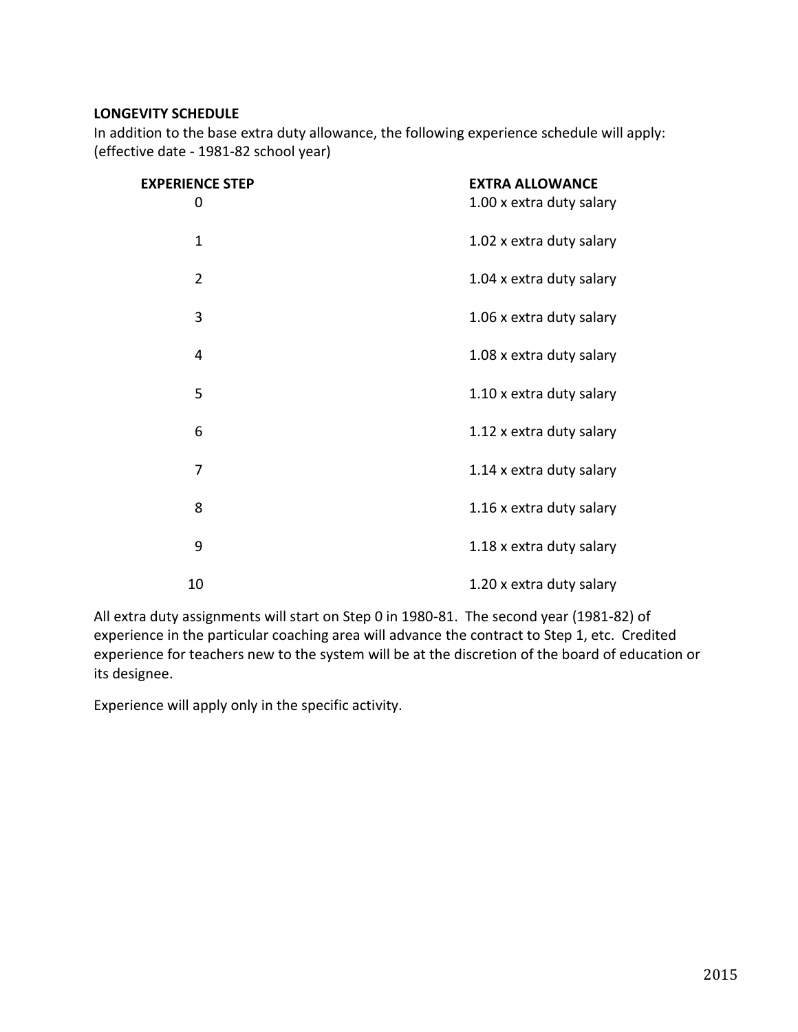**LONGEVITY SCHEDULE**

In addition to the base extra duty allowance, the following experience schedule will apply: (effective date - 1981-82 school year)

| EXPERIENCE STEP | EXTRA ALLOWANCE |
|---|---|
| 0 | 1.00 x extra duty salary |
| 1 | 1.02 x extra duty salary |
| 2 | 1.04 x extra duty salary |
| 3 | 1.06 x extra duty salary |
| 4 | 1.08 x extra duty salary |
| 5 | 1.10 x extra duty salary |
| 6 | 1.12 x extra duty salary |
| 7 | 1.14 x extra duty salary |
| 8 | 1.16 x extra duty salary |
| 9 | 1.18 x extra duty salary |
| 10 | 1.20 x extra duty salary |

All extra duty assignments will start on Step 0 in 1980-81. The second year (1981-82) of experience in the particular coaching area will advance the contract to Step 1, etc. Credited experience for teachers new to the system will be at the discretion of the board of education or its designee.

Experience will apply only in the specific activity.